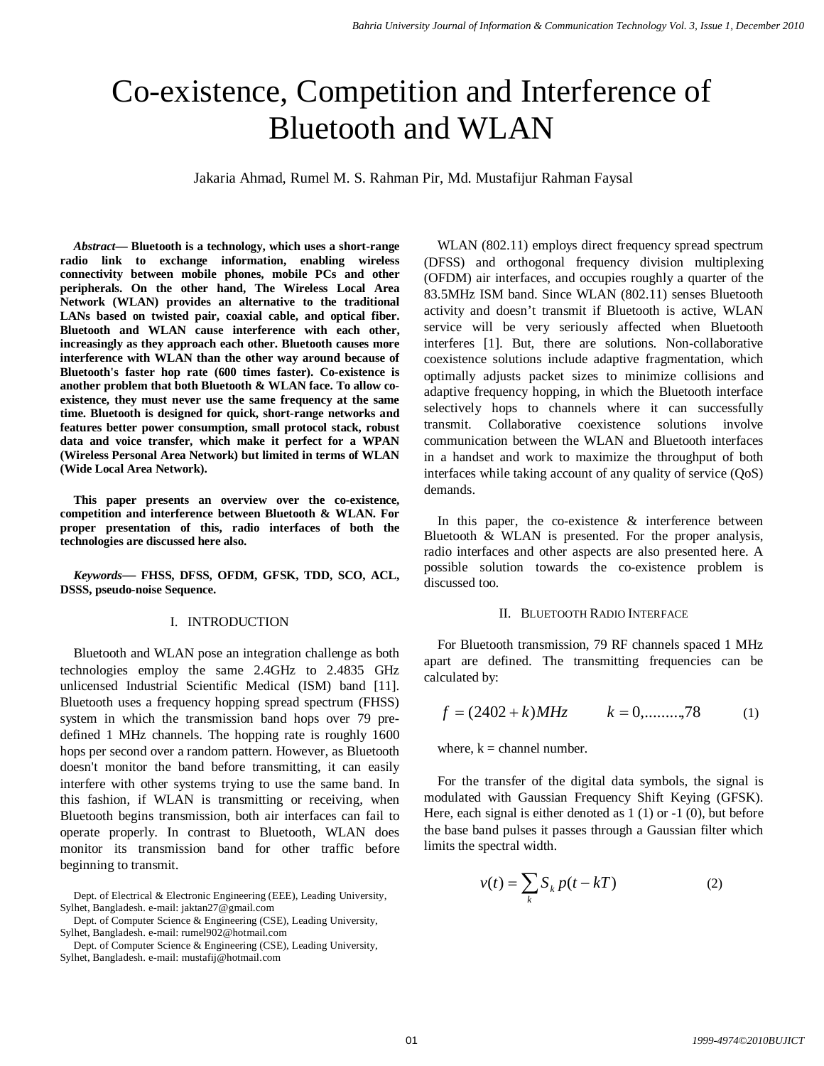# Co-existence, Competition and Interference of Bluetooth and WLAN

Jakaria Ahmad, Rumel M. S. Rahman Pir, Md. Mustafijur Rahman Faysal

***Abstract*— Bluetooth is a technology, which uses a short-range radio link to exchange information, enabling wireless connectivity between mobile phones, mobile PCs and other peripherals. On the other hand, The Wireless Local Area Network (WLAN) provides an alternative to the traditional LANs based on twisted pair, coaxial cable, and optical fiber. Bluetooth and WLAN cause interference with each other, increasingly as they approach each other. Bluetooth causes more interference with WLAN than the other way around because of Bluetooth's faster hop rate (600 times faster). Co-existence is another problem that both Bluetooth & WLAN face. To allow co-existence, they must never use the same frequency at the same time. Bluetooth is designed for quick, short-range networks and features better power consumption, small protocol stack, robust data and voice transfer, which make it perfect for a WPAN (Wireless Personal Area Network) but limited in terms of WLAN (Wide Local Area Network).**

**This paper presents an overview over the co-existence, competition and interference between Bluetooth & WLAN. For proper presentation of this, radio interfaces of both the technologies are discussed here also.**

***Keywords*— FHSS, DFSS, OFDM, GFSK, TDD, SCO, ACL, DSSS, pseudo-noise Sequence.**

## I. INTRODUCTION

Bluetooth and WLAN pose an integration challenge as both technologies employ the same 2.4GHz to 2.4835 GHz unlicensed Industrial Scientific Medical (ISM) band [11]. Bluetooth uses a frequency hopping spread spectrum (FHSS) system in which the transmission band hops over 79 pre-defined 1 MHz channels. The hopping rate is roughly 1600 hops per second over a random pattern. However, as Bluetooth doesn't monitor the band before transmitting, it can easily interfere with other systems trying to use the same band. In this fashion, if WLAN is transmitting or receiving, when Bluetooth begins transmission, both air interfaces can fail to operate properly. In contrast to Bluetooth, WLAN does monitor its transmission band for other traffic before beginning to transmit.

Dept. of Electrical & Electronic Engineering (EEE), Leading University, Sylhet, Bangladesh. e-mail: jaktan27@gmail.com

Dept. of Computer Science & Engineering (CSE), Leading University, Sylhet, Bangladesh. e-mail: rumel902@hotmail.com

Dept. of Computer Science & Engineering (CSE), Leading University, Sylhet, Bangladesh. e-mail: mustafij@hotmail.com

WLAN (802.11) employs direct frequency spread spectrum (DFSS) and orthogonal frequency division multiplexing (OFDM) air interfaces, and occupies roughly a quarter of the 83.5MHz ISM band. Since WLAN (802.11) senses Bluetooth activity and doesn't transmit if Bluetooth is active, WLAN service will be very seriously affected when Bluetooth interferes [1]. But, there are solutions. Non-collaborative coexistence solutions include adaptive fragmentation, which optimally adjusts packet sizes to minimize collisions and adaptive frequency hopping, in which the Bluetooth interface selectively hops to channels where it can successfully transmit. Collaborative coexistence solutions involve communication between the WLAN and Bluetooth interfaces in a handset and work to maximize the throughput of both interfaces while taking account of any quality of service (QoS) demands.

In this paper, the co-existence & interference between Bluetooth & WLAN is presented. For the proper analysis, radio interfaces and other aspects are also presented here. A possible solution towards the co-existence problem is discussed too.

## II. BLUETOOTH RADIO INTERFACE

For Bluetooth transmission, 79 RF channels spaced 1 MHz apart are defined. The transmitting frequencies can be calculated by:

$$f = (2402 + k)MHz \qquad k = 0,........,78 \qquad (1)$$

where, k = channel number.

For the transfer of the digital data symbols, the signal is modulated with Gaussian Frequency Shift Keying (GFSK). Here, each signal is either denoted as 1 (1) or -1 (0), but before the base band pulses it passes through a Gaussian filter which limits the spectral width.

$$v(t) = \sum_k S_k \, p(t - kT) \qquad (2)$$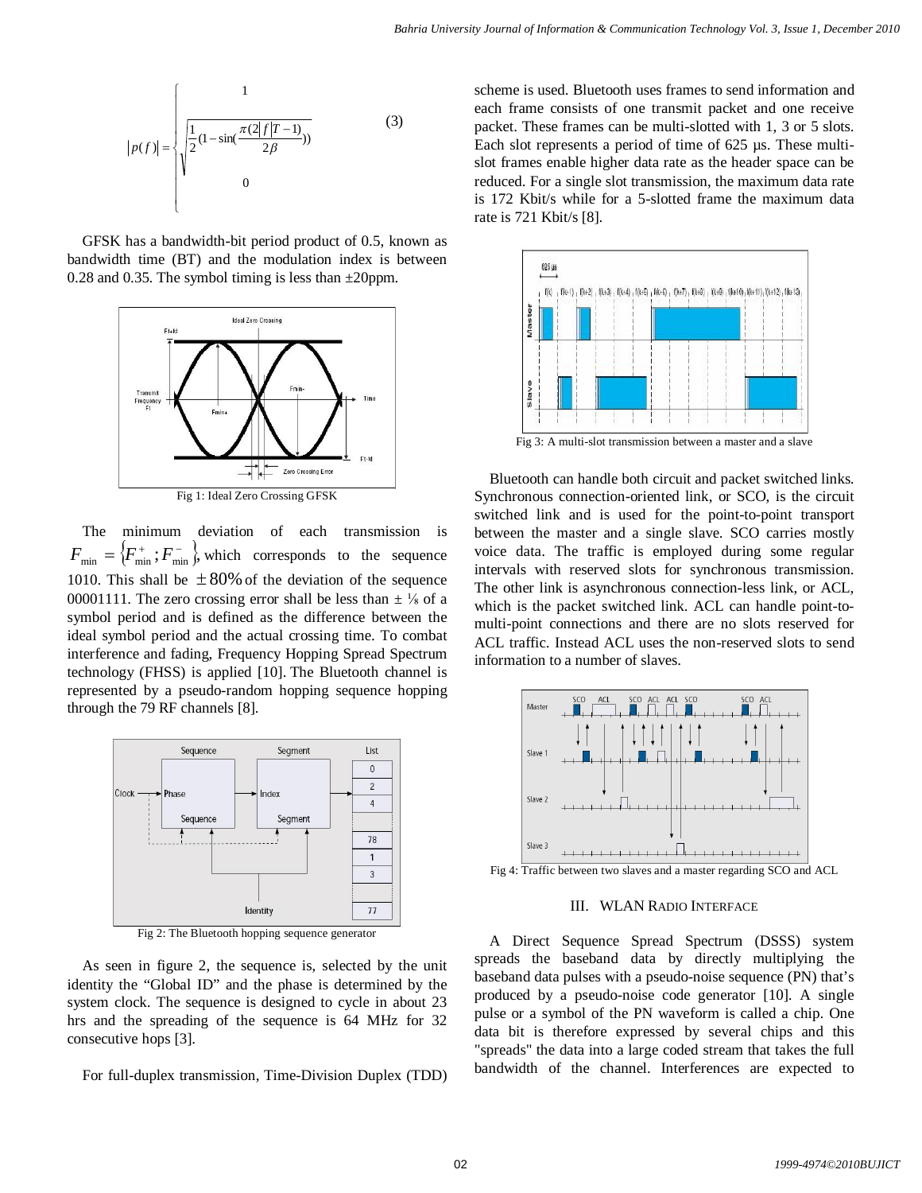$$|p(f)| = \begin{cases} 1 \\ \sqrt{\frac{1}{2}(1-\sin(\frac{\pi(2|f|T-1)}{2\beta}))} \\ 0 \end{cases} \quad (3)$$

GFSK has a bandwidth-bit period product of 0.5, known as bandwidth time (BT) and the modulation index is between 0.28 and 0.35. The symbol timing is less than ±20ppm.

Fig 1: Ideal Zero Crossing GFSK

The minimum deviation of each transmission is $F_{\min} = \{F_{\min}^{+}; F_{\min}^{-}\}$, which corresponds to the sequence 1010. This shall be $\pm 80\%$ of the deviation of the sequence 00001111. The zero crossing error shall be less than ± ⅛ of a symbol period and is defined as the difference between the ideal symbol period and the actual crossing time. To combat interference and fading, Frequency Hopping Spread Spectrum technology (FHSS) is applied [10]. The Bluetooth channel is represented by a pseudo-random hopping sequence hopping through the 79 RF channels [8].

Fig 2: The Bluetooth hopping sequence generator

As seen in figure 2, the sequence is, selected by the unit identity the "Global ID" and the phase is determined by the system clock. The sequence is designed to cycle in about 23 hrs and the spreading of the sequence is 64 MHz for 32 consecutive hops [3].

For full-duplex transmission, Time-Division Duplex (TDD) scheme is used. Bluetooth uses frames to send information and each frame consists of one transmit packet and one receive packet. These frames can be multi-slotted with 1, 3 or 5 slots. Each slot represents a period of time of 625 µs. These multi-slot frames enable higher data rate as the header space can be reduced. For a single slot transmission, the maximum data rate is 172 Kbit/s while for a 5-slotted frame the maximum data rate is 721 Kbit/s [8].

Fig 3: A multi-slot transmission between a master and a slave

Bluetooth can handle both circuit and packet switched links. Synchronous connection-oriented link, or SCO, is the circuit switched link and is used for the point-to-point transport between the master and a single slave. SCO carries mostly voice data. The traffic is employed during some regular intervals with reserved slots for synchronous transmission. The other link is asynchronous connection-less link, or ACL, which is the packet switched link. ACL can handle point-to-multi-point connections and there are no slots reserved for ACL traffic. Instead ACL uses the non-reserved slots to send information to a number of slaves.

Fig 4: Traffic between two slaves and a master regarding SCO and ACL

## III. WLAN Radio Interface

A Direct Sequence Spread Spectrum (DSSS) system spreads the baseband data by directly multiplying the baseband data pulses with a pseudo-noise sequence (PN) that's produced by a pseudo-noise code generator [10]. A single pulse or a symbol of the PN waveform is called a chip. One data bit is therefore expressed by several chips and this "spreads" the data into a large coded stream that takes the full bandwidth of the channel. Interferences are expected to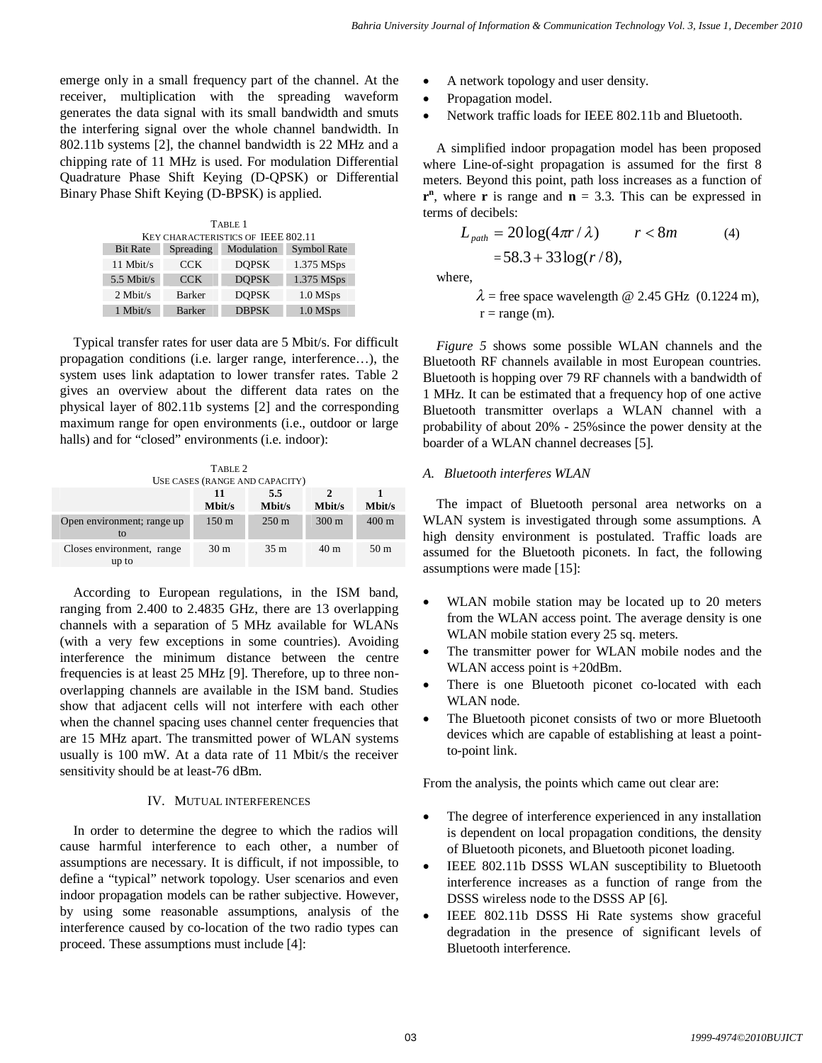emerge only in a small frequency part of the channel. At the receiver, multiplication with the spreading waveform generates the data signal with its small bandwidth and smuts the interfering signal over the whole channel bandwidth. In 802.11b systems [2], the channel bandwidth is 22 MHz and a chipping rate of 11 MHz is used. For modulation Differential Quadrature Phase Shift Keying (D-QPSK) or Differential Binary Phase Shift Keying (D-BPSK) is applied.

TABLE 1
KEY CHARACTERISTICS OF IEEE 802.11

| Bit Rate | Spreading | Modulation | Symbol Rate |
|---|---|---|---|
| 11 Mbit/s | CCK | DQPSK | 1.375 MSps |
| 5.5 Mbit/s | CCK | DQPSK | 1.375 MSps |
| 2 Mbit/s | Barker | DQPSK | 1.0 MSps |
| 1 Mbit/s | Barker | DBPSK | 1.0 MSps |

Typical transfer rates for user data are 5 Mbit/s. For difficult propagation conditions (i.e. larger range, interference…), the system uses link adaptation to lower transfer rates. Table 2 gives an overview about the different data rates on the physical layer of 802.11b systems [2] and the corresponding maximum range for open environments (i.e., outdoor or large halls) and for "closed" environments (i.e. indoor):

TABLE 2
USE CASES (RANGE AND CAPACITY)

| | 11 Mbit/s | 5.5 Mbit/s | 2 Mbit/s | 1 Mbit/s |
|---|---|---|---|---|
| Open environment; range up to | 150 m | 250 m | 300 m | 400 m |
| Closes environment, range up to | 30 m | 35 m | 40 m | 50 m |

According to European regulations, in the ISM band, ranging from 2.400 to 2.4835 GHz, there are 13 overlapping channels with a separation of 5 MHz available for WLANs (with a very few exceptions in some countries). Avoiding interference the minimum distance between the centre frequencies is at least 25 MHz [9]. Therefore, up to three non-overlapping channels are available in the ISM band. Studies show that adjacent cells will not interfere with each other when the channel spacing uses channel center frequencies that are 15 MHz apart. The transmitted power of WLAN systems usually is 100 mW. At a data rate of 11 Mbit/s the receiver sensitivity should be at least-76 dBm.

## IV. MUTUAL INTERFERENCES

In order to determine the degree to which the radios will cause harmful interference to each other, a number of assumptions are necessary. It is difficult, if not impossible, to define a "typical" network topology. User scenarios and even indoor propagation models can be rather subjective. However, by using some reasonable assumptions, analysis of the interference caused by co-location of the two radio types can proceed. These assumptions must include [4]:

- A network topology and user density.
- Propagation model.
- Network traffic loads for IEEE 802.11b and Bluetooth.

A simplified indoor propagation model has been proposed where Line-of-sight propagation is assumed for the first 8 meters. Beyond this point, path loss increases as a function of $\mathbf{r}^{\mathbf{n}}$, where **r** is range and **n** = 3.3. This can be expressed in terms of decibels:

$$L_{path} = 20\log(4\pi r/\lambda) \qquad r < 8m \qquad (4)$$
$$= 58.3 + 33\log(r/8),$$

where,

$\lambda$ = free space wavelength @ 2.45 GHz (0.1224 m),
r = range (m).

*Figure 5* shows some possible WLAN channels and the Bluetooth RF channels available in most European countries. Bluetooth is hopping over 79 RF channels with a bandwidth of 1 MHz. It can be estimated that a frequency hop of one active Bluetooth transmitter overlaps a WLAN channel with a probability of about 20% - 25%since the power density at the boarder of a WLAN channel decreases [5].

### A. Bluetooth interferes WLAN

The impact of Bluetooth personal area networks on a WLAN system is investigated through some assumptions. A high density environment is postulated. Traffic loads are assumed for the Bluetooth piconets. In fact, the following assumptions were made [15]:

- WLAN mobile station may be located up to 20 meters from the WLAN access point. The average density is one WLAN mobile station every 25 sq. meters.
- The transmitter power for WLAN mobile nodes and the WLAN access point is +20dBm.
- There is one Bluetooth piconet co-located with each WLAN node.
- The Bluetooth piconet consists of two or more Bluetooth devices which are capable of establishing at least a point-to-point link.

From the analysis, the points which came out clear are:

- The degree of interference experienced in any installation is dependent on local propagation conditions, the density of Bluetooth piconets, and Bluetooth piconet loading.
- IEEE 802.11b DSSS WLAN susceptibility to Bluetooth interference increases as a function of range from the DSSS wireless node to the DSSS AP [6].
- IEEE 802.11b DSSS Hi Rate systems show graceful degradation in the presence of significant levels of Bluetooth interference.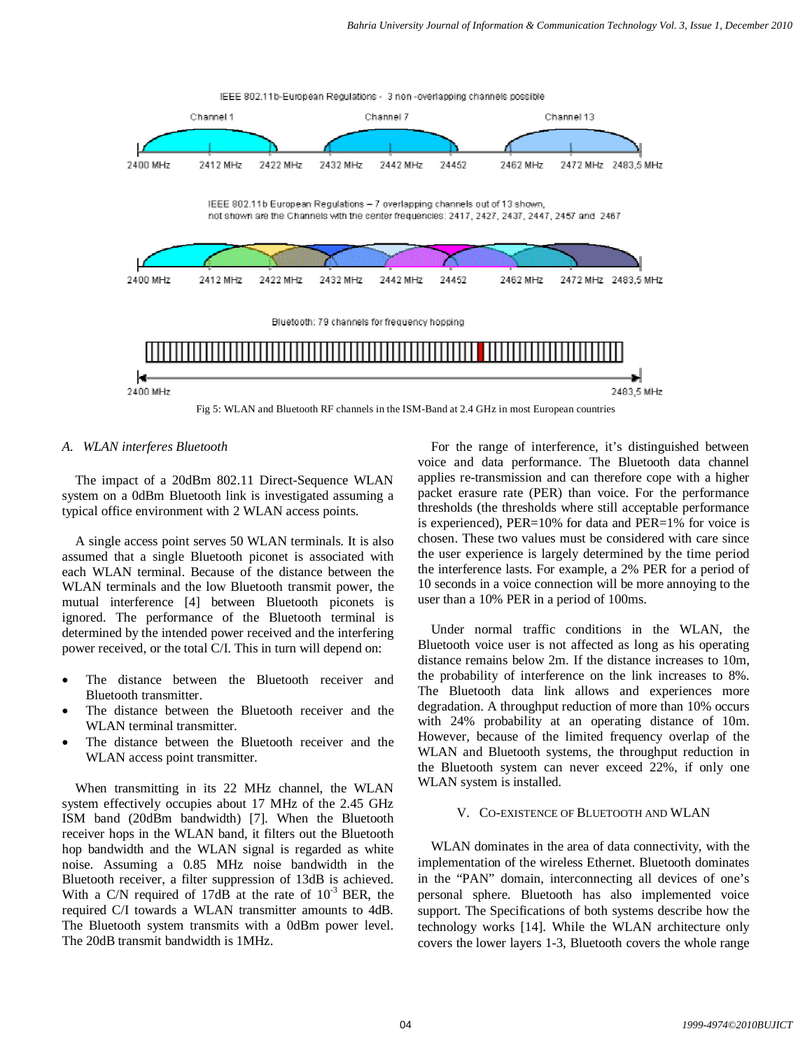IEEE 802.11b-European Regulations - 3 non-overlapping channels possible

Channel 1 Channel 7 Channel 13

2400 MHz 2412 MHz 2422 MHz 2432 MHz 2442 MHz 24452 2462 MHz 2472 MHz 2483,5 MHz

IEEE 802.11b European Regulations – 7 overlapping channels out of 13 shown, not shown are the Channels with the center frequencies: 2417, 2427, 2437, 2447, 2457 and 2467

2400 MHz 2412 MHz 2422 MHz 2432 MHz 2442 MHz 24452 2462 MHz 2472 MHz 2483,5 MHz

Bluetooth: 79 channels for frequency hopping

2400 MHz 2483,5 MHz

Fig 5: WLAN and Bluetooth RF channels in the ISM-Band at 2.4 GHz in most European countries

### A. *WLAN interferes Bluetooth*

The impact of a 20dBm 802.11 Direct-Sequence WLAN system on a 0dBm Bluetooth link is investigated assuming a typical office environment with 2 WLAN access points.

A single access point serves 50 WLAN terminals. It is also assumed that a single Bluetooth piconet is associated with each WLAN terminal. Because of the distance between the WLAN terminals and the low Bluetooth transmit power, the mutual interference [4] between Bluetooth piconets is ignored. The performance of the Bluetooth terminal is determined by the intended power received and the interfering power received, or the total C/I. This in turn will depend on:

- The distance between the Bluetooth receiver and Bluetooth transmitter.
- The distance between the Bluetooth receiver and the WLAN terminal transmitter.
- The distance between the Bluetooth receiver and the WLAN access point transmitter.

When transmitting in its 22 MHz channel, the WLAN system effectively occupies about 17 MHz of the 2.45 GHz ISM band (20dBm bandwidth) [7]. When the Bluetooth receiver hops in the WLAN band, it filters out the Bluetooth hop bandwidth and the WLAN signal is regarded as white noise. Assuming a 0.85 MHz noise bandwidth in the Bluetooth receiver, a filter suppression of 13dB is achieved. With a C/N required of 17dB at the rate of $10^{-3}$ BER, the required C/I towards a WLAN transmitter amounts to 4dB. The Bluetooth system transmits with a 0dBm power level. The 20dB transmit bandwidth is 1MHz.

For the range of interference, it's distinguished between voice and data performance. The Bluetooth data channel applies re-transmission and can therefore cope with a higher packet erasure rate (PER) than voice. For the performance thresholds (the thresholds where still acceptable performance is experienced), PER=10% for data and PER=1% for voice is chosen. These two values must be considered with care since the user experience is largely determined by the time period the interference lasts. For example, a 2% PER for a period of 10 seconds in a voice connection will be more annoying to the user than a 10% PER in a period of 100ms.

Under normal traffic conditions in the WLAN, the Bluetooth voice user is not affected as long as his operating distance remains below 2m. If the distance increases to 10m, the probability of interference on the link increases to 8%. The Bluetooth data link allows and experiences more degradation. A throughput reduction of more than 10% occurs with 24% probability at an operating distance of 10m. However, because of the limited frequency overlap of the WLAN and Bluetooth systems, the throughput reduction in the Bluetooth system can never exceed 22%, if only one WLAN system is installed.

## V. Co-existence of Bluetooth and WLAN

WLAN dominates in the area of data connectivity, with the implementation of the wireless Ethernet. Bluetooth dominates in the "PAN" domain, interconnecting all devices of one's personal sphere. Bluetooth has also implemented voice support. The Specifications of both systems describe how the technology works [14]. While the WLAN architecture only covers the lower layers 1-3, Bluetooth covers the whole range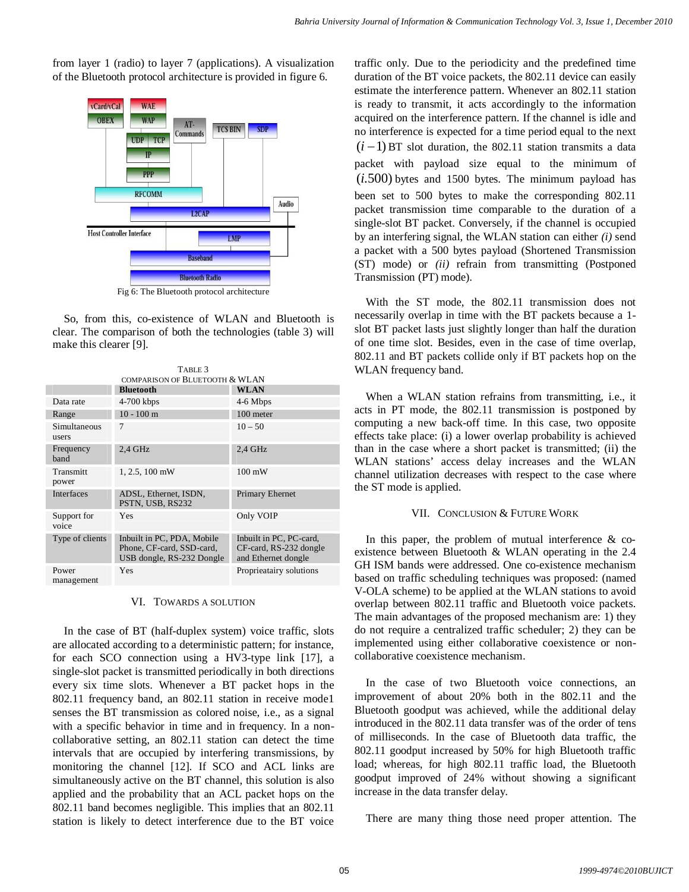from layer 1 (radio) to layer 7 (applications). A visualization of the Bluetooth protocol architecture is provided in figure 6.

Fig 6: The Bluetooth protocol architecture

So, from this, co-existence of WLAN and Bluetooth is clear. The comparison of both the technologies (table 3) will make this clearer [9].

TABLE 3
COMPARISON OF BLUETOOTH & WLAN

| | Bluetooth | WLAN |
|---|---|---|
| Data rate | 4-700 kbps | 4-6 Mbps |
| Range | 10 - 100 m | 100 meter |
| Simultaneous users | 7 | 10 – 50 |
| Frequency band | 2,4 GHz | 2,4 GHz |
| Transmitt power | 1, 2.5, 100 mW | 100 mW |
| Interfaces | ADSL, Ethernet, ISDN, PSTN, USB, RS232 | Primary Ethernet |
| Support for voice | Yes | Only VOIP |
| Type of clients | Inbuilt in PC, PDA, Mobile Phone, CF-card, SSD-card, USB dongle, RS-232 Dongle | Inbuilt in PC, PC-card, CF-card, RS-232 dongle and Ethernet dongle |
| Power management | Yes | Proprieatairy solutions |

## VI. TOWARDS A SOLUTION

In the case of BT (half-duplex system) voice traffic, slots are allocated according to a deterministic pattern; for instance, for each SCO connection using a HV3-type link [17], a single-slot packet is transmitted periodically in both directions every six time slots. Whenever a BT packet hops in the 802.11 frequency band, an 802.11 station in receive mode1 senses the BT transmission as colored noise, i.e., as a signal with a specific behavior in time and in frequency. In a non-collaborative setting, an 802.11 station can detect the time intervals that are occupied by interfering transmissions, by monitoring the channel [12]. If SCO and ACL links are simultaneously active on the BT channel, this solution is also applied and the probability that an ACL packet hops on the 802.11 band becomes negligible. This implies that an 802.11 station is likely to detect interference due to the BT voice traffic only. Due to the periodicity and the predefined time duration of the BT voice packets, the 802.11 device can easily estimate the interference pattern. Whenever an 802.11 station is ready to transmit, it acts accordingly to the information acquired on the interference pattern. If the channel is idle and no interference is expected for a time period equal to the next $(i-1)$ BT slot duration, the 802.11 station transmits a data packet with payload size equal to the minimum of $(i.500)$ bytes and 1500 bytes. The minimum payload has been set to 500 bytes to make the corresponding 802.11 packet transmission time comparable to the duration of a single-slot BT packet. Conversely, if the channel is occupied by an interfering signal, the WLAN station can either *(i)* send a packet with a 500 bytes payload (Shortened Transmission (ST) mode) or *(ii)* refrain from transmitting (Postponed Transmission (PT) mode).

With the ST mode, the 802.11 transmission does not necessarily overlap in time with the BT packets because a 1-slot BT packet lasts just slightly longer than half the duration of one time slot. Besides, even in the case of time overlap, 802.11 and BT packets collide only if BT packets hop on the WLAN frequency band.

When a WLAN station refrains from transmitting, i.e., it acts in PT mode, the 802.11 transmission is postponed by computing a new back-off time. In this case, two opposite effects take place: (i) a lower overlap probability is achieved than in the case where a short packet is transmitted; (ii) the WLAN stations' access delay increases and the WLAN channel utilization decreases with respect to the case where the ST mode is applied.

## VII. CONCLUSION & FUTURE WORK

In this paper, the problem of mutual interference & co-existence between Bluetooth & WLAN operating in the 2.4 GH ISM bands were addressed. One co-existence mechanism based on traffic scheduling techniques was proposed: (named V-OLA scheme) to be applied at the WLAN stations to avoid overlap between 802.11 traffic and Bluetooth voice packets. The main advantages of the proposed mechanism are: 1) they do not require a centralized traffic scheduler; 2) they can be implemented using either collaborative coexistence or non-collaborative coexistence mechanism.

In the case of two Bluetooth voice connections, an improvement of about 20% both in the 802.11 and the Bluetooth goodput was achieved, while the additional delay introduced in the 802.11 data transfer was of the order of tens of milliseconds. In the case of Bluetooth data traffic, the 802.11 goodput increased by 50% for high Bluetooth traffic load; whereas, for high 802.11 traffic load, the Bluetooth goodput improved of 24% without showing a significant increase in the data transfer delay.

There are many thing those need proper attention. The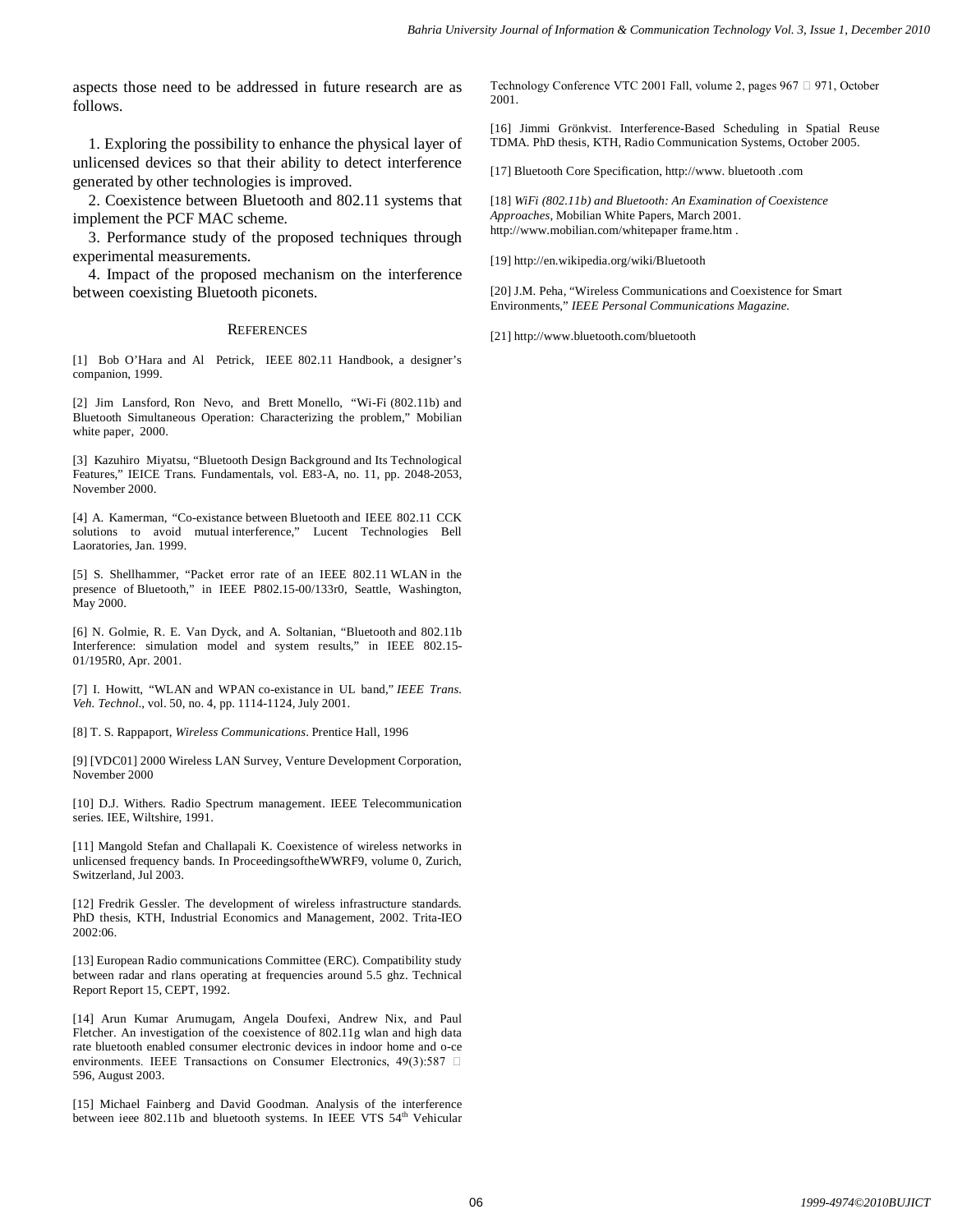aspects those need to be addressed in future research are as follows.

1. Exploring the possibility to enhance the physical layer of unlicensed devices so that their ability to detect interference generated by other technologies is improved.
2. Coexistence between Bluetooth and 802.11 systems that implement the PCF MAC scheme.
3. Performance study of the proposed techniques through experimental measurements.
4. Impact of the proposed mechanism on the interference between coexisting Bluetooth piconets.

## References

[1] Bob O'Hara and Al Petrick, IEEE 802.11 Handbook, a designer's companion, 1999.

[2] Jim Lansford, Ron Nevo, and Brett Monello, "Wi-Fi (802.11b) and Bluetooth Simultaneous Operation: Characterizing the problem," Mobilian white paper, 2000.

[3] Kazuhiro Miyatsu, "Bluetooth Design Background and Its Technological Features," IEICE Trans. Fundamentals, vol. E83-A, no. 11, pp. 2048-2053, November 2000.

[4] A. Kamerman, "Co-existance between Bluetooth and IEEE 802.11 CCK solutions to avoid mutual interference," Lucent Technologies Bell Laoratories, Jan. 1999.

[5] S. Shellhammer, "Packet error rate of an IEEE 802.11 WLAN in the presence of Bluetooth," in IEEE P802.15-00/133r0, Seattle, Washington, May 2000.

[6] N. Golmie, R. E. Van Dyck, and A. Soltanian, "Bluetooth and 802.11b Interference: simulation model and system results," in IEEE 802.15-01/195R0, Apr. 2001.

[7] I. Howitt, "WLAN and WPAN co-existance in UL band," *IEEE Trans. Veh. Technol.*, vol. 50, no. 4, pp. 1114-1124, July 2001.

[8] T. S. Rappaport, *Wireless Communications*. Prentice Hall, 1996

[9] [VDC01] 2000 Wireless LAN Survey, Venture Development Corporation, November 2000

[10] D.J. Withers. Radio Spectrum management. IEEE Telecommunication series. IEE, Wiltshire, 1991.

[11] Mangold Stefan and Challapali K. Coexistence of wireless networks in unlicensed frequency bands. In ProceedingsoftheWWRF9, volume 0, Zurich, Switzerland, Jul 2003.

[12] Fredrik Gessler. The development of wireless infrastructure standards. PhD thesis, KTH, Industrial Economics and Management, 2002. Trita-IEO 2002:06.

[13] European Radio communications Committee (ERC). Compatibility study between radar and rlans operating at frequencies around 5.5 ghz. Technical Report Report 15, CEPT, 1992.

[14] Arun Kumar Arumugam, Angela Doufexi, Andrew Nix, and Paul Fletcher. An investigation of the coexistence of 802.11g wlan and high data rate bluetooth enabled consumer electronic devices in indoor home and o-ce environments. IEEE Transactions on Consumer Electronics, 49(3):587 596, August 2003.

[15] Michael Fainberg and David Goodman. Analysis of the interference between ieee 802.11b and bluetooth systems. In IEEE VTS 54th Vehicular Technology Conference VTC 2001 Fall, volume 2, pages 967 971, October 2001.

[16] Jimmi Grönkvist. Interference-Based Scheduling in Spatial Reuse TDMA. PhD thesis, KTH, Radio Communication Systems, October 2005.

[17] Bluetooth Core Specification, http://www. bluetooth .com

[18] *WiFi (802.11b) and Bluetooth: An Examination of Coexistence Approaches*, Mobilian White Papers, March 2001. http://www.mobilian.com/whitepaper frame.htm .

[19] http://en.wikipedia.org/wiki/Bluetooth

[20] J.M. Peha, "Wireless Communications and Coexistence for Smart Environments," *IEEE Personal Communications Magazine.*

[21] http://www.bluetooth.com/bluetooth